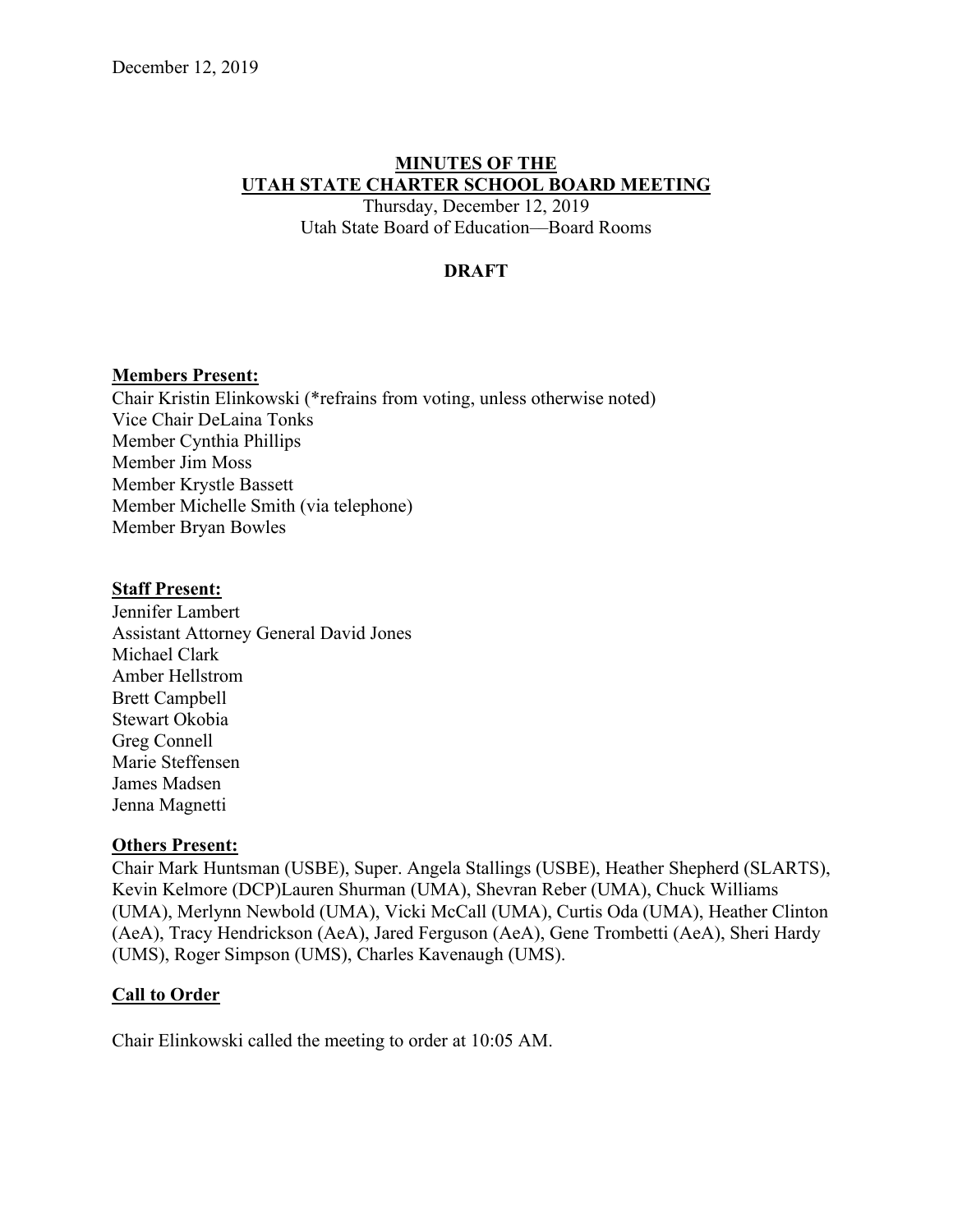December 12, 2019

**MINUTES OF THE**
**UTAH STATE CHARTER SCHOOL BOARD MEETING**

Thursday, December 12, 2019
Utah State Board of Education—Board Rooms

**DRAFT**

**Members Present:**

Chair Kristin Elinkowski (*refrains from voting, unless otherwise noted)
Vice Chair DeLaina Tonks
Member Cynthia Phillips
Member Jim Moss
Member Krystle Bassett
Member Michelle Smith (via telephone)
Member Bryan Bowles

**Staff Present:**

Jennifer Lambert
Assistant Attorney General David Jones
Michael Clark
Amber Hellstrom
Brett Campbell
Stewart Okobia
Greg Connell
Marie Steffensen
James Madsen
Jenna Magnetti

**Others Present:**

Chair Mark Huntsman (USBE), Super. Angela Stallings (USBE), Heather Shepherd (SLARTS), Kevin Kelmore (DCP)Lauren Shurman (UMA), Shevran Reber (UMA), Chuck Williams (UMA), Merlynn Newbold (UMA), Vicki McCall (UMA), Curtis Oda (UMA), Heather Clinton (AeA), Tracy Hendrickson (AeA), Jared Ferguson (AeA), Gene Trombetti (AeA), Sheri Hardy (UMS), Roger Simpson (UMS), Charles Kavenaugh (UMS).

**Call to Order**

Chair Elinkowski called the meeting to order at 10:05 AM.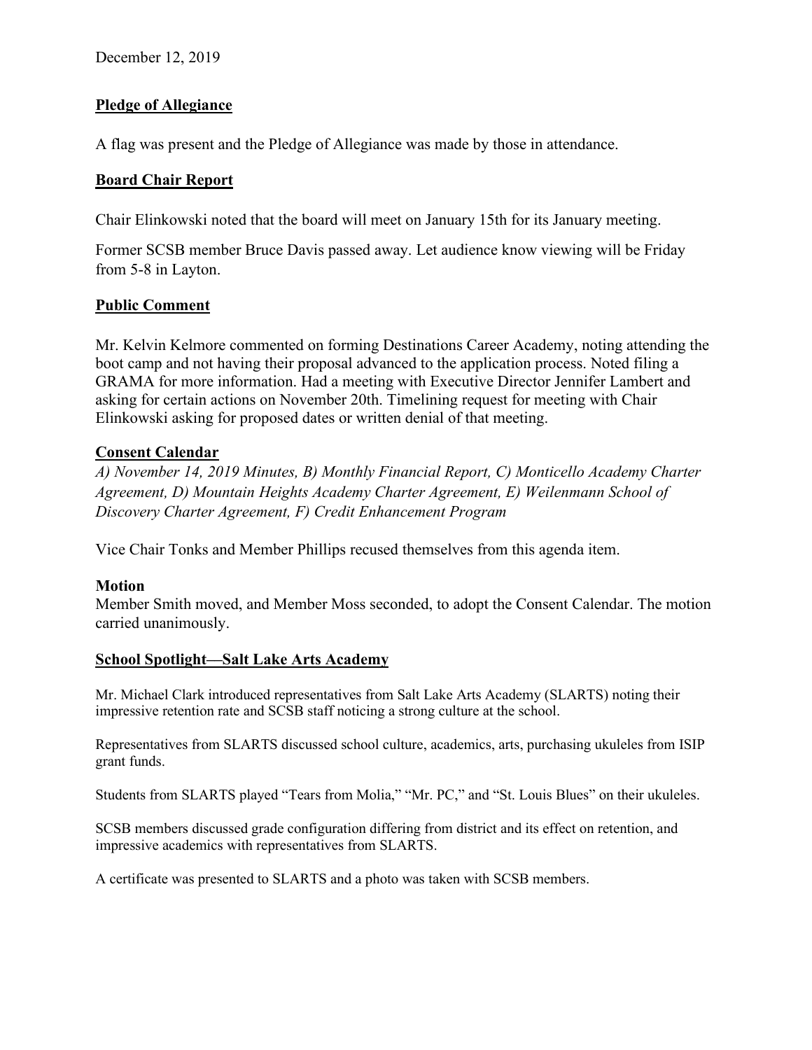December 12, 2019

## Pledge of Allegiance

A flag was present and the Pledge of Allegiance was made by those in attendance.

## Board Chair Report

Chair Elinkowski noted that the board will meet on January 15th for its January meeting.

Former SCSB member Bruce Davis passed away. Let audience know viewing will be Friday from 5-8 in Layton.

## Public Comment

Mr. Kelvin Kelmore commented on forming Destinations Career Academy, noting attending the boot camp and not having their proposal advanced to the application process. Noted filing a GRAMA for more information. Had a meeting with Executive Director Jennifer Lambert and asking for certain actions on November 20th. Timelining request for meeting with Chair Elinkowski asking for proposed dates or written denial of that meeting.

## Consent Calendar

*A) November 14, 2019 Minutes, B) Monthly Financial Report, C) Monticello Academy Charter Agreement, D) Mountain Heights Academy Charter Agreement, E) Weilenmann School of Discovery Charter Agreement, F) Credit Enhancement Program*

Vice Chair Tonks and Member Phillips recused themselves from this agenda item.

### Motion

Member Smith moved, and Member Moss seconded, to adopt the Consent Calendar. The motion carried unanimously.

## School Spotlight—Salt Lake Arts Academy

Mr. Michael Clark introduced representatives from Salt Lake Arts Academy (SLARTS) noting their impressive retention rate and SCSB staff noticing a strong culture at the school.

Representatives from SLARTS discussed school culture, academics, arts, purchasing ukuleles from ISIP grant funds.

Students from SLARTS played "Tears from Molia," "Mr. PC," and "St. Louis Blues" on their ukuleles.

SCSB members discussed grade configuration differing from district and its effect on retention, and impressive academics with representatives from SLARTS.

A certificate was presented to SLARTS and a photo was taken with SCSB members.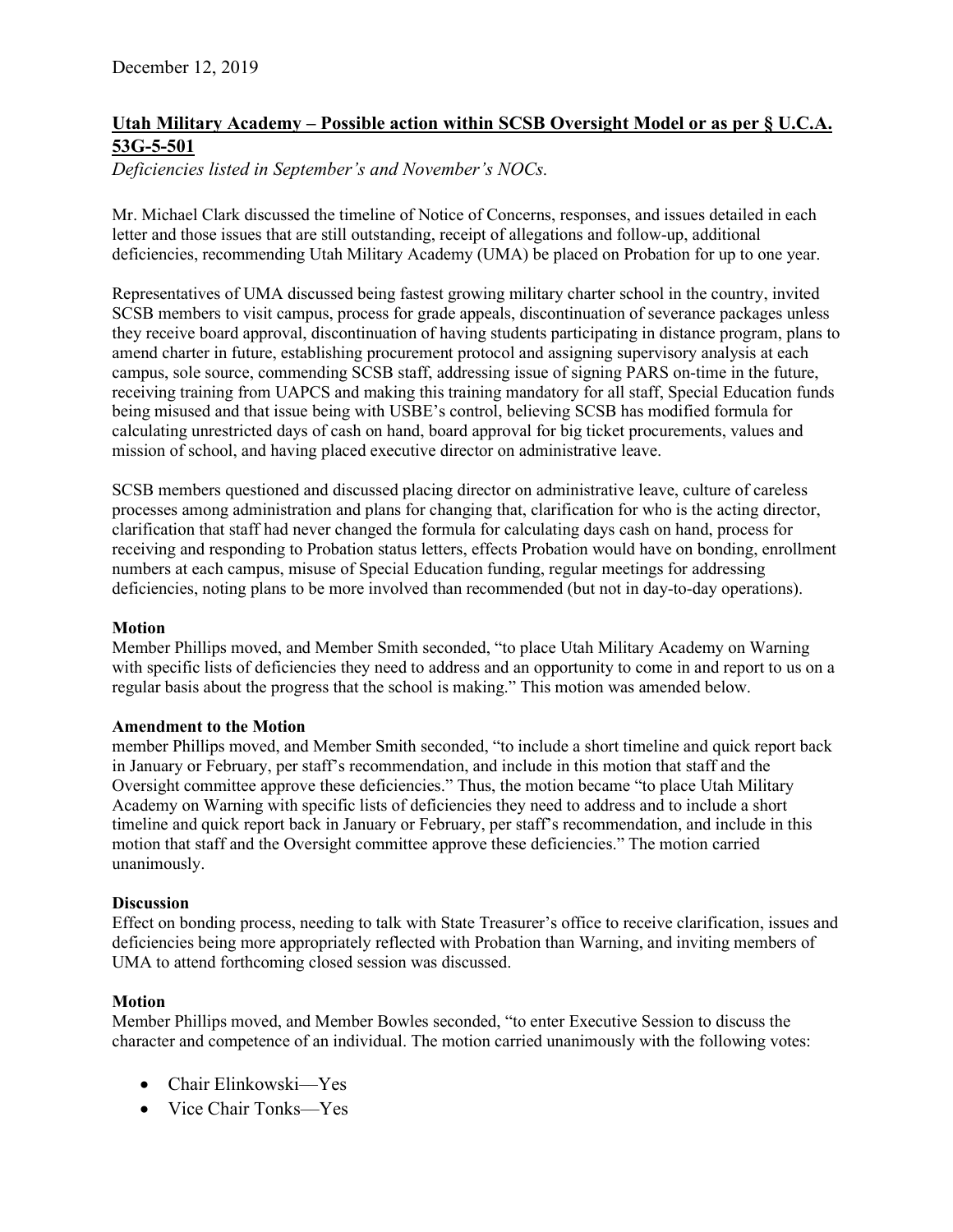December 12, 2019

## Utah Military Academy – Possible action within SCSB Oversight Model or as per § U.C.A. 53G-5-501

*Deficiencies listed in September's and November's NOCs.*

Mr. Michael Clark discussed the timeline of Notice of Concerns, responses, and issues detailed in each letter and those issues that are still outstanding, receipt of allegations and follow-up, additional deficiencies, recommending Utah Military Academy (UMA) be placed on Probation for up to one year.

Representatives of UMA discussed being fastest growing military charter school in the country, invited SCSB members to visit campus, process for grade appeals, discontinuation of severance packages unless they receive board approval, discontinuation of having students participating in distance program, plans to amend charter in future, establishing procurement protocol and assigning supervisory analysis at each campus, sole source, commending SCSB staff, addressing issue of signing PARS on-time in the future, receiving training from UAPCS and making this training mandatory for all staff, Special Education funds being misused and that issue being with USBE's control, believing SCSB has modified formula for calculating unrestricted days of cash on hand, board approval for big ticket procurements, values and mission of school, and having placed executive director on administrative leave.

SCSB members questioned and discussed placing director on administrative leave, culture of careless processes among administration and plans for changing that, clarification for who is the acting director, clarification that staff had never changed the formula for calculating days cash on hand, process for receiving and responding to Probation status letters, effects Probation would have on bonding, enrollment numbers at each campus, misuse of Special Education funding, regular meetings for addressing deficiencies, noting plans to be more involved than recommended (but not in day-to-day operations).

**Motion**

Member Phillips moved, and Member Smith seconded, "to place Utah Military Academy on Warning with specific lists of deficiencies they need to address and an opportunity to come in and report to us on a regular basis about the progress that the school is making." This motion was amended below.

**Amendment to the Motion**

member Phillips moved, and Member Smith seconded, "to include a short timeline and quick report back in January or February, per staff's recommendation, and include in this motion that staff and the Oversight committee approve these deficiencies." Thus, the motion became "to place Utah Military Academy on Warning with specific lists of deficiencies they need to address and to include a short timeline and quick report back in January or February, per staff's recommendation, and include in this motion that staff and the Oversight committee approve these deficiencies." The motion carried unanimously.

**Discussion**

Effect on bonding process, needing to talk with State Treasurer's office to receive clarification, issues and deficiencies being more appropriately reflected with Probation than Warning, and inviting members of UMA to attend forthcoming closed session was discussed.

**Motion**

Member Phillips moved, and Member Bowles seconded, "to enter Executive Session to discuss the character and competence of an individual. The motion carried unanimously with the following votes:

- Chair Elinkowski—Yes
- Vice Chair Tonks—Yes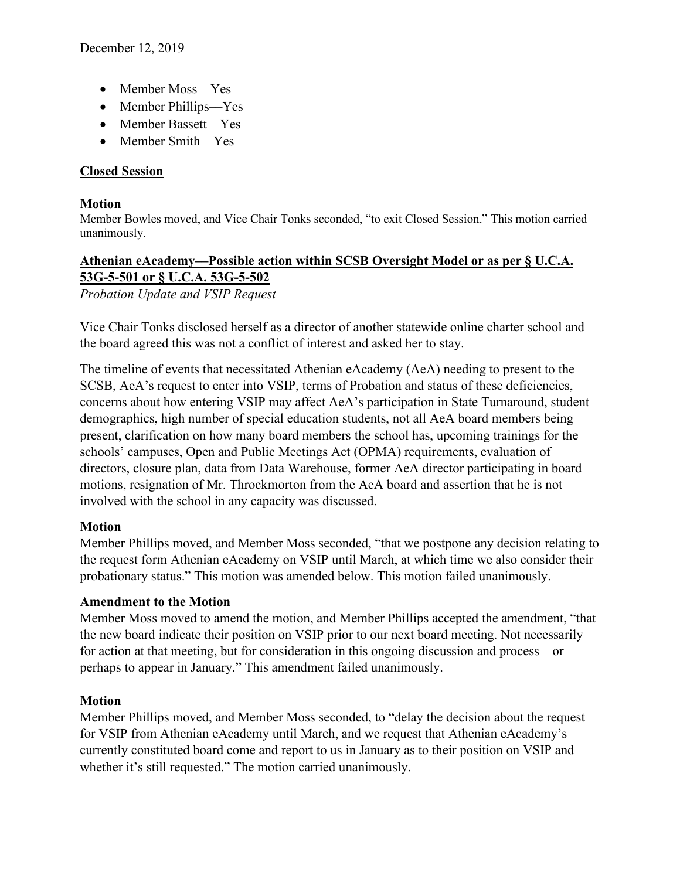- Member Moss—Yes
- Member Phillips—Yes
- Member Bassett—Yes
- Member Smith—Yes

## Closed Session

**Motion**

Member Bowles moved, and Vice Chair Tonks seconded, "to exit Closed Session." This motion carried unanimously.

## Athenian eAcademy—Possible action within SCSB Oversight Model or as per § U.C.A. 53G-5-501 or § U.C.A. 53G-5-502

*Probation Update and VSIP Request*

Vice Chair Tonks disclosed herself as a director of another statewide online charter school and the board agreed this was not a conflict of interest and asked her to stay.

The timeline of events that necessitated Athenian eAcademy (AeA) needing to present to the SCSB, AeA's request to enter into VSIP, terms of Probation and status of these deficiencies, concerns about how entering VSIP may affect AeA's participation in State Turnaround, student demographics, high number of special education students, not all AeA board members being present, clarification on how many board members the school has, upcoming trainings for the schools' campuses, Open and Public Meetings Act (OPMA) requirements, evaluation of directors, closure plan, data from Data Warehouse, former AeA director participating in board motions, resignation of Mr. Throckmorton from the AeA board and assertion that he is not involved with the school in any capacity was discussed.

**Motion**

Member Phillips moved, and Member Moss seconded, "that we postpone any decision relating to the request form Athenian eAcademy on VSIP until March, at which time we also consider their probationary status." This motion was amended below. This motion failed unanimously.

**Amendment to the Motion**

Member Moss moved to amend the motion, and Member Phillips accepted the amendment, "that the new board indicate their position on VSIP prior to our next board meeting. Not necessarily for action at that meeting, but for consideration in this ongoing discussion and process—or perhaps to appear in January." This amendment failed unanimously.

**Motion**

Member Phillips moved, and Member Moss seconded, to "delay the decision about the request for VSIP from Athenian eAcademy until March, and we request that Athenian eAcademy's currently constituted board come and report to us in January as to their position on VSIP and whether it's still requested." The motion carried unanimously.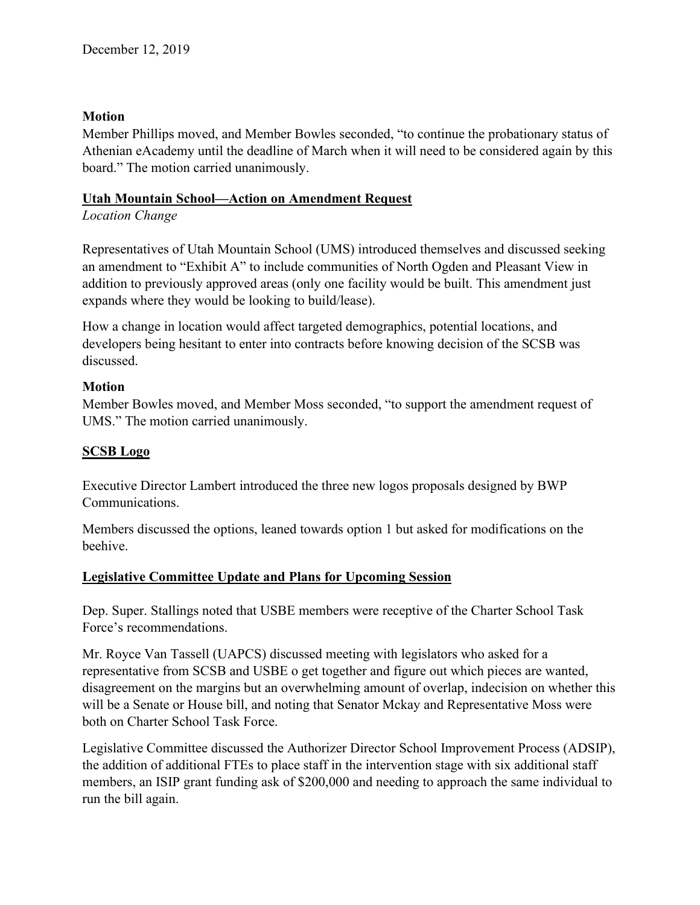December 12, 2019

**Motion**
Member Phillips moved, and Member Bowles seconded, "to continue the probationary status of Athenian eAcademy until the deadline of March when it will need to be considered again by this board." The motion carried unanimously.

## Utah Mountain School—Action on Amendment Request

*Location Change*

Representatives of Utah Mountain School (UMS) introduced themselves and discussed seeking an amendment to "Exhibit A" to include communities of North Ogden and Pleasant View in addition to previously approved areas (only one facility would be built. This amendment just expands where they would be looking to build/lease).

How a change in location would affect targeted demographics, potential locations, and developers being hesitant to enter into contracts before knowing decision of the SCSB was discussed.

**Motion**
Member Bowles moved, and Member Moss seconded, "to support the amendment request of UMS." The motion carried unanimously.

## SCSB Logo

Executive Director Lambert introduced the three new logos proposals designed by BWP Communications.

Members discussed the options, leaned towards option 1 but asked for modifications on the beehive.

## Legislative Committee Update and Plans for Upcoming Session

Dep. Super. Stallings noted that USBE members were receptive of the Charter School Task Force's recommendations.

Mr. Royce Van Tassell (UAPCS) discussed meeting with legislators who asked for a representative from SCSB and USBE o get together and figure out which pieces are wanted, disagreement on the margins but an overwhelming amount of overlap, indecision on whether this will be a Senate or House bill, and noting that Senator Mckay and Representative Moss were both on Charter School Task Force.

Legislative Committee discussed the Authorizer Director School Improvement Process (ADSIP), the addition of additional FTEs to place staff in the intervention stage with six additional staff members, an ISIP grant funding ask of $200,000 and needing to approach the same individual to run the bill again.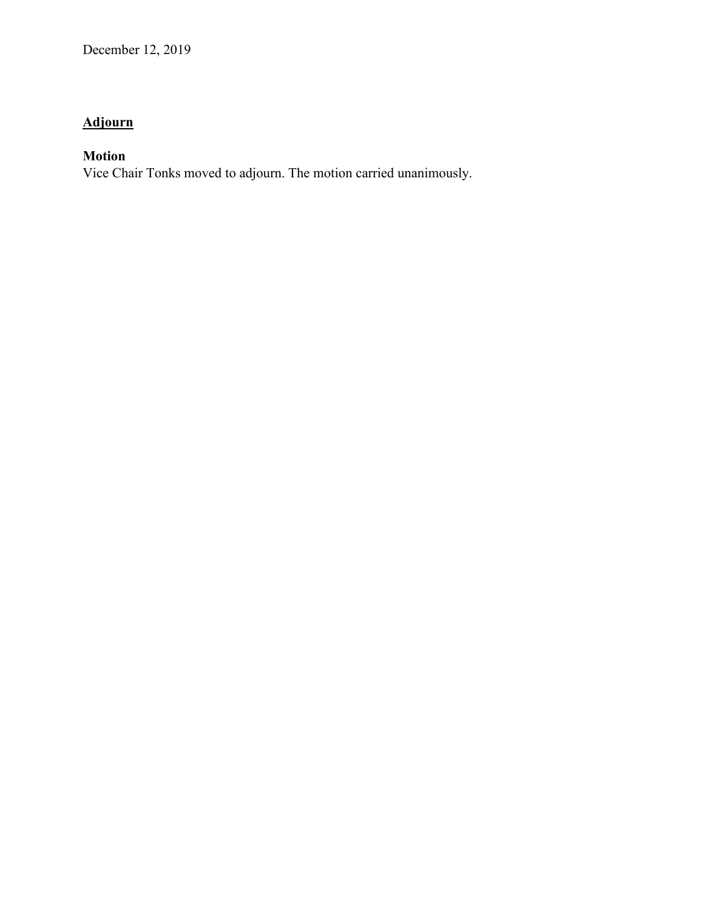## Adjourn

**Motion**

Vice Chair Tonks moved to adjourn. The motion carried unanimously.